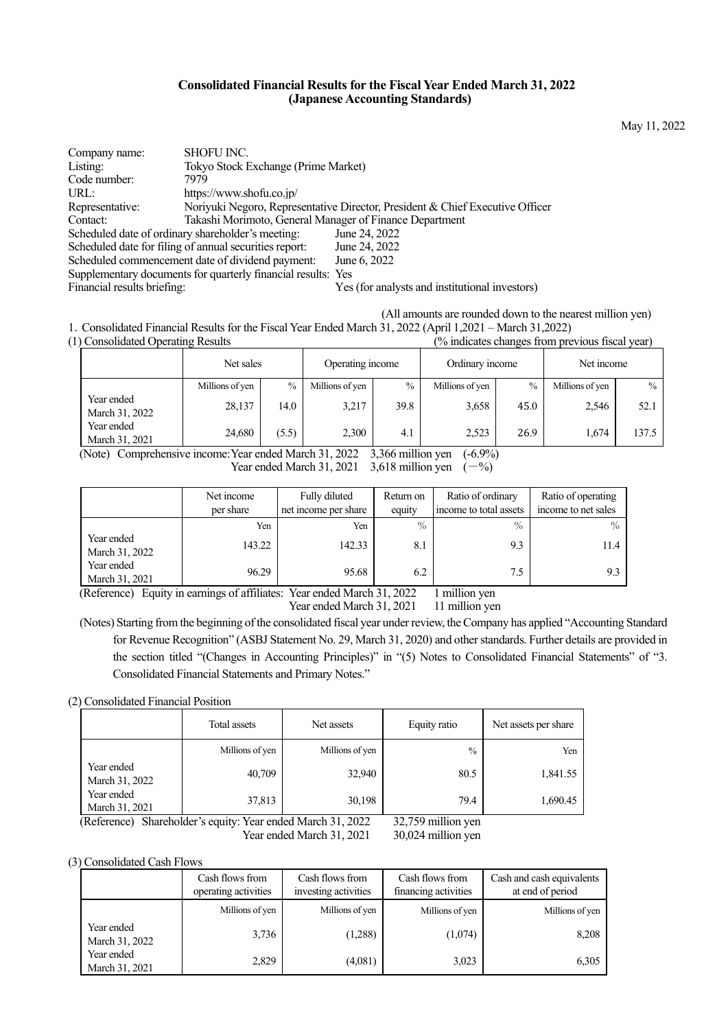# Consolidated Financial Results for the Fiscal Year Ended March 31, 2022 (Japanese Accounting Standards)

May 11, 2022

Company name: SHOFU INC.
Listing: Tokyo Stock Exchange (Prime Market)
Code number: 7979
URL: https://www.shofu.co.jp/
Representative: Noriyuki Negoro, Representative Director, President & Chief Executive Officer
Contact: Takashi Morimoto, General Manager of Finance Department
Scheduled date of ordinary shareholder's meeting: June 24, 2022
Scheduled date for filing of annual securities report: June 24, 2022
Scheduled commencement date of dividend payment: June 6, 2022
Supplementary documents for quarterly financial results: Yes
Financial results briefing: Yes (for analysts and institutional investors)

(All amounts are rounded down to the nearest million yen)

1. Consolidated Financial Results for the Fiscal Year Ended March 31, 2022 (April 1,2021 – March 31,2022)

(1) Consolidated Operating Results (% indicates changes from previous fiscal year)

| | Net sales | | Operating income | | Ordinary income | | Net income | |
|---|---|---|---|---|---|---|---|---|
| | Millions of yen | % | Millions of yen | % | Millions of yen | % | Millions of yen | % |
| Year ended March 31, 2022 | 28,137 | 14.0 | 3,217 | 39.8 | 3,658 | 45.0 | 2,546 | 52.1 |
| Year ended March 31, 2021 | 24,680 | (5.5) | 2,300 | 4.1 | 2,523 | 26.9 | 1,674 | 137.5 |

(Note) Comprehensive income: Year ended March 31, 2022 3,366 million yen (-6.9%)
Year ended March 31, 2021 3,618 million yen (－%)

| | Net income per share | Fully diluted net income per share | Return on equity | Ratio of ordinary income to total assets | Ratio of operating income to net sales |
|---|---|---|---|---|---|
| | Yen | Yen | % | % | % |
| Year ended March 31, 2022 | 143.22 | 142.33 | 8.1 | 9.3 | 11.4 |
| Year ended March 31, 2021 | 96.29 | 95.68 | 6.2 | 7.5 | 9.3 |

(Reference) Equity in earnings of affiliates: Year ended March 31, 2022 1 million yen
Year ended March 31, 2021 11 million yen

(Notes) Starting from the beginning of the consolidated fiscal year under review, the Company has applied "Accounting Standard for Revenue Recognition" (ASBJ Statement No. 29, March 31, 2020) and other standards. Further details are provided in the section titled "(Changes in Accounting Principles)" in "(5) Notes to Consolidated Financial Statements" of "3. Consolidated Financial Statements and Primary Notes."

(2) Consolidated Financial Position

| | Total assets | Net assets | Equity ratio | Net assets per share |
|---|---|---|---|---|
| | Millions of yen | Millions of yen | % | Yen |
| Year ended March 31, 2022 | 40,709 | 32,940 | 80.5 | 1,841.55 |
| Year ended March 31, 2021 | 37,813 | 30,198 | 79.4 | 1,690.45 |

(Reference) Shareholder's equity: Year ended March 31, 2022 32,759 million yen
Year ended March 31, 2021 30,024 million yen

(3) Consolidated Cash Flows

| | Cash flows from operating activities | Cash flows from investing activities | Cash flows from financing activities | Cash and cash equivalents at end of period |
|---|---|---|---|---|
| | Millions of yen | Millions of yen | Millions of yen | Millions of yen |
| Year ended March 31, 2022 | 3,736 | (1,288) | (1,074) | 8,208 |
| Year ended March 31, 2021 | 2,829 | (4,081) | 3,023 | 6,305 |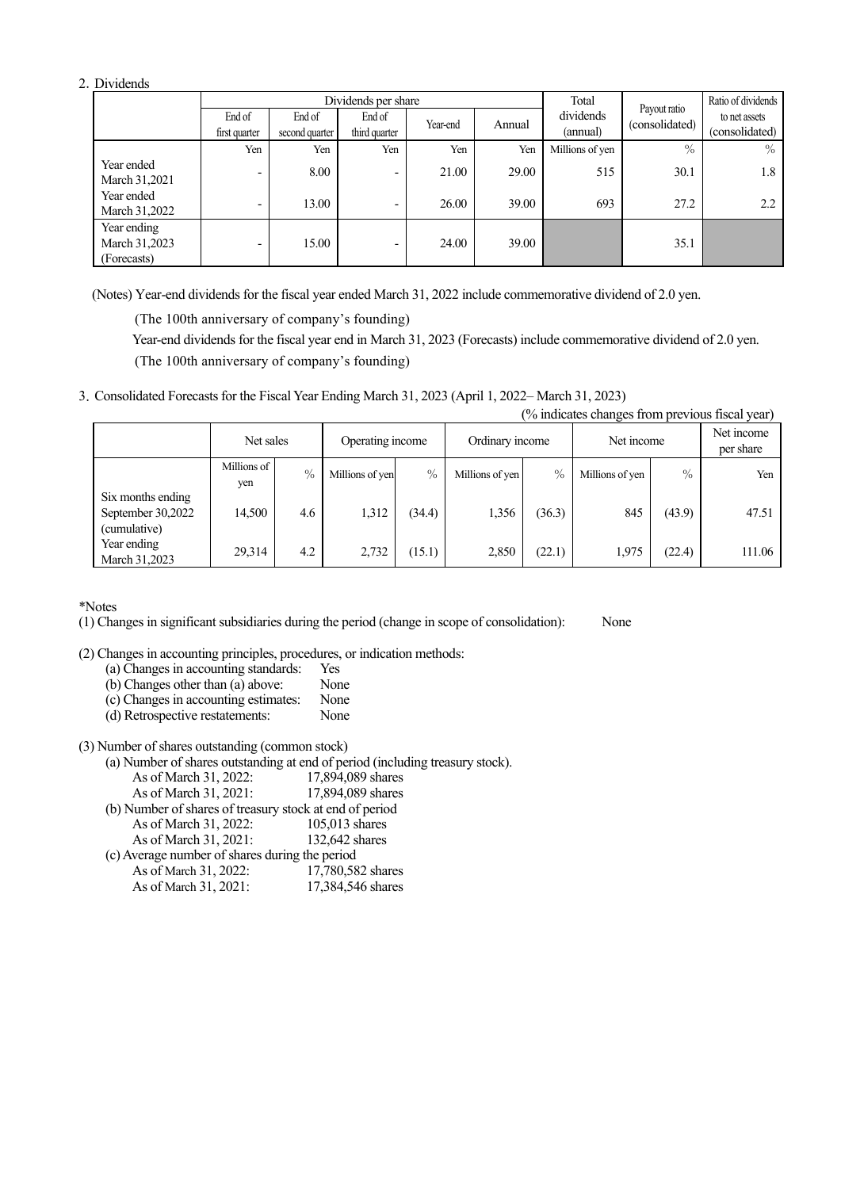## 2. Dividends

| | Dividends per share | | | | | Total dividends (annual) | Payout ratio (consolidated) | Ratio of dividends to net assets (consolidated) |
|---|---|---|---|---|---|---|---|---|
| | End of first quarter | End of second quarter | End of third quarter | Year-end | Annual | | | |
| | Yen | Yen | Yen | Yen | Yen | Millions of yen | % | % |
| Year ended March 31,2021 | - | 8.00 | - | 21.00 | 29.00 | 515 | 30.1 | 1.8 |
| Year ended March 31,2022 | - | 13.00 | - | 26.00 | 39.00 | 693 | 27.2 | 2.2 |
| Year ending March 31,2023 (Forecasts) | - | 15.00 | - | 24.00 | 39.00 | | 35.1 | |

(Notes) Year-end dividends for the fiscal year ended March 31, 2022 include commemorative dividend of 2.0 yen.

(The 100th anniversary of company's founding)

Year-end dividends for the fiscal year end in March 31, 2023 (Forecasts) include commemorative dividend of 2.0 yen.

(The 100th anniversary of company's founding)

## 3. Consolidated Forecasts for the Fiscal Year Ending March 31, 2023 (April 1, 2022– March 31, 2023)

(% indicates changes from previous fiscal year)

| | Net sales | | Operating income | | Ordinary income | | Net income | | Net income per share |
|---|---|---|---|---|---|---|---|---|---|
| | Millions of yen | % | Millions of yen | % | Millions of yen | % | Millions of yen | % | Yen |
| Six months ending September 30,2022 (cumulative) | 14,500 | 4.6 | 1,312 | (34.4) | 1,356 | (36.3) | 845 | (43.9) | 47.51 |
| Year ending March 31,2023 | 29,314 | 4.2 | 2,732 | (15.1) | 2,850 | (22.1) | 1,975 | (22.4) | 111.06 |

*Notes

(1) Changes in significant subsidiaries during the period (change in scope of consolidation): None

(2) Changes in accounting principles, procedures, or indication methods:

- (a) Changes in accounting standards: Yes
- (b) Changes other than (a) above: None
- (c) Changes in accounting estimates: None
- (d) Retrospective restatements: None

(3) Number of shares outstanding (common stock)

- (a) Number of shares outstanding at end of period (including treasury stock).
  - As of March 31, 2022: 17,894,089 shares
  - As of March 31, 2021: 17,894,089 shares
- (b) Number of shares of treasury stock at end of period
  - As of March 31, 2022: 105,013 shares
  - As of March 31, 2021: 132,642 shares
- (c) Average number of shares during the period
  - As of March 31, 2022: 17,780,582 shares
  - As of March 31, 2021: 17,384,546 shares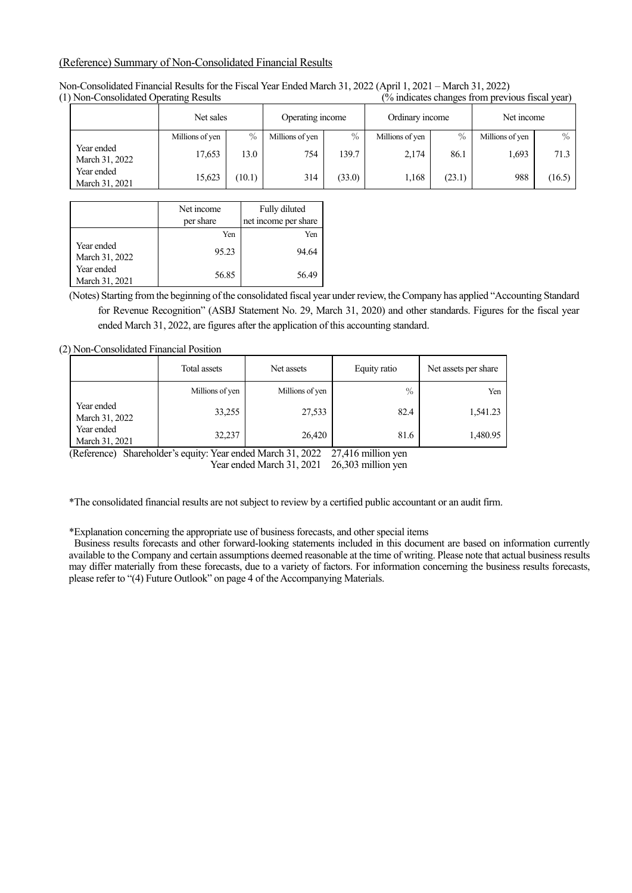(Reference) Summary of Non-Consolidated Financial Results

Non-Consolidated Financial Results for the Fiscal Year Ended March 31, 2022 (April 1, 2021 – March 31, 2022)

(1) Non-Consolidated Operating Results (% indicates changes from previous fiscal year)

| | Net sales | | Operating income | | Ordinary income | | Net income | |
|---|---|---|---|---|---|---|---|---|
| | Millions of yen | % | Millions of yen | % | Millions of yen | % | Millions of yen | % |
| Year ended March 31, 2022 | 17,653 | 13.0 | 754 | 139.7 | 2,174 | 86.1 | 1,693 | 71.3 |
| Year ended March 31, 2021 | 15,623 | (10.1) | 314 | (33.0) | 1,168 | (23.1) | 988 | (16.5) |

| | Net income per share | Fully diluted net income per share |
|---|---|---|
| | Yen | Yen |
| Year ended March 31, 2022 | 95.23 | 94.64 |
| Year ended March 31, 2021 | 56.85 | 56.49 |

(Notes) Starting from the beginning of the consolidated fiscal year under review, the Company has applied "Accounting Standard for Revenue Recognition" (ASBJ Statement No. 29, March 31, 2020) and other standards. Figures for the fiscal year ended March 31, 2022, are figures after the application of this accounting standard.

(2) Non-Consolidated Financial Position

| | Total assets | Net assets | Equity ratio | Net assets per share |
|---|---|---|---|---|
| | Millions of yen | Millions of yen | % | Yen |
| Year ended March 31, 2022 | 33,255 | 27,533 | 82.4 | 1,541.23 |
| Year ended March 31, 2021 | 32,237 | 26,420 | 81.6 | 1,480.95 |

(Reference) Shareholder's equity: Year ended March 31, 2022 27,416 million yen
Year ended March 31, 2021 26,303 million yen

*The consolidated financial results are not subject to review by a certified public accountant or an audit firm.

*Explanation concerning the appropriate use of business forecasts, and other special items

Business results forecasts and other forward-looking statements included in this document are based on information currently available to the Company and certain assumptions deemed reasonable at the time of writing. Please note that actual business results may differ materially from these forecasts, due to a variety of factors. For information concerning the business results forecasts, please refer to "(4) Future Outlook" on page 4 of the Accompanying Materials.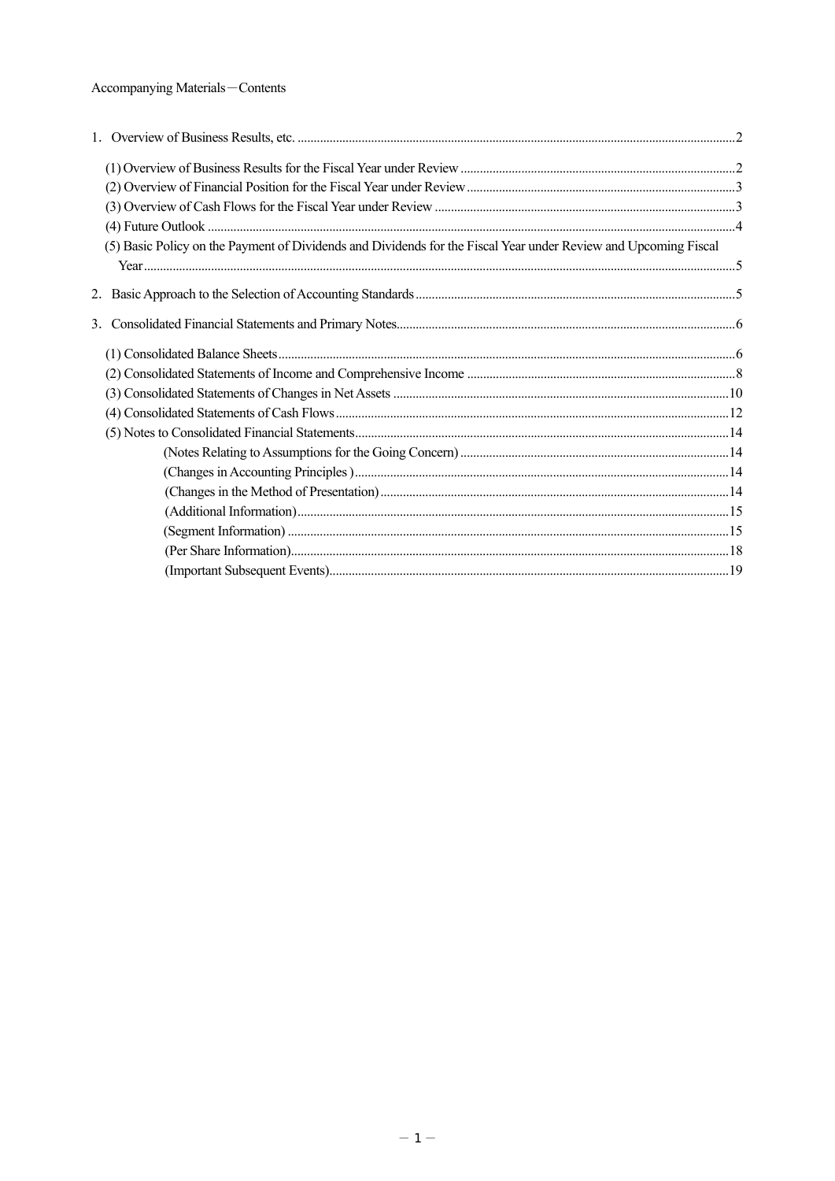Accompanying Materials－Contents

1. Overview of Business Results, etc. ........................................................................................................................2

- (1) Overview of Business Results for the Fiscal Year under Review ....................................................................................2
- (2) Overview of Financial Position for the Fiscal Year under Review ..................................................................................3
- (3) Overview of Cash Flows for the Fiscal Year under Review ............................................................................................3
- (4) Future Outlook ....................................................................................................................................................4
- (5) Basic Policy on the Payment of Dividends and Dividends for the Fiscal Year under Review and Upcoming Fiscal Year.....................................................................................................................................................5

2. Basic Approach to the Selection of Accounting Standards .................................................................................................5

3. Consolidated Financial Statements and Primary Notes........................................................................................................6

- (1) Consolidated Balance Sheets ............................................................................................................................6
- (2) Consolidated Statements of Income and Comprehensive Income ..................................................................................8
- (3) Consolidated Statements of Changes in Net Assets .......................................................................................................10
- (4) Consolidated Statements of Cash Flows .........................................................................................................................12
- (5) Notes to Consolidated Financial Statements...................................................................................................................14
  - (Notes Relating to Assumptions for the Going Concern) ..................................................................................14
  - (Changes in Accounting Principles ) ..................................................................................................................14
  - (Changes in the Method of Presentation) ..........................................................................................................14
  - (Additional Information).....................................................................................................................................15
  - (Segment Information) .......................................................................................................................................15
  - (Per Share Information).......................................................................................................................................18
  - (Important Subsequent Events)...........................................................................................................................19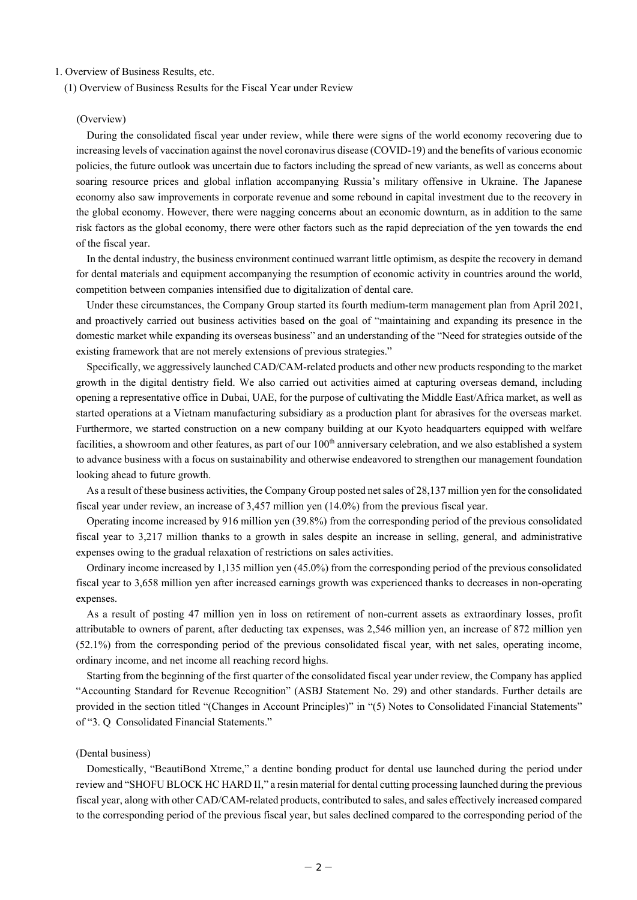1. Overview of Business Results, etc.

(1) Overview of Business Results for the Fiscal Year under Review

(Overview)

During the consolidated fiscal year under review, while there were signs of the world economy recovering due to increasing levels of vaccination against the novel coronavirus disease (COVID-19) and the benefits of various economic policies, the future outlook was uncertain due to factors including the spread of new variants, as well as concerns about soaring resource prices and global inflation accompanying Russia's military offensive in Ukraine. The Japanese economy also saw improvements in corporate revenue and some rebound in capital investment due to the recovery in the global economy. However, there were nagging concerns about an economic downturn, as in addition to the same risk factors as the global economy, there were other factors such as the rapid depreciation of the yen towards the end of the fiscal year.

In the dental industry, the business environment continued warrant little optimism, as despite the recovery in demand for dental materials and equipment accompanying the resumption of economic activity in countries around the world, competition between companies intensified due to digitalization of dental care.

Under these circumstances, the Company Group started its fourth medium-term management plan from April 2021, and proactively carried out business activities based on the goal of "maintaining and expanding its presence in the domestic market while expanding its overseas business" and an understanding of the "Need for strategies outside of the existing framework that are not merely extensions of previous strategies."

Specifically, we aggressively launched CAD/CAM-related products and other new products responding to the market growth in the digital dentistry field. We also carried out activities aimed at capturing overseas demand, including opening a representative office in Dubai, UAE, for the purpose of cultivating the Middle East/Africa market, as well as started operations at a Vietnam manufacturing subsidiary as a production plant for abrasives for the overseas market. Furthermore, we started construction on a new company building at our Kyoto headquarters equipped with welfare facilities, a showroom and other features, as part of our 100th anniversary celebration, and we also established a system to advance business with a focus on sustainability and otherwise endeavored to strengthen our management foundation looking ahead to future growth.

As a result of these business activities, the Company Group posted net sales of 28,137 million yen for the consolidated fiscal year under review, an increase of 3,457 million yen (14.0%) from the previous fiscal year.

Operating income increased by 916 million yen (39.8%) from the corresponding period of the previous consolidated fiscal year to 3,217 million thanks to a growth in sales despite an increase in selling, general, and administrative expenses owing to the gradual relaxation of restrictions on sales activities.

Ordinary income increased by 1,135 million yen (45.0%) from the corresponding period of the previous consolidated fiscal year to 3,658 million yen after increased earnings growth was experienced thanks to decreases in non-operating expenses.

As a result of posting 47 million yen in loss on retirement of non-current assets as extraordinary losses, profit attributable to owners of parent, after deducting tax expenses, was 2,546 million yen, an increase of 872 million yen (52.1%) from the corresponding period of the previous consolidated fiscal year, with net sales, operating income, ordinary income, and net income all reaching record highs.

Starting from the beginning of the first quarter of the consolidated fiscal year under review, the Company has applied "Accounting Standard for Revenue Recognition" (ASBJ Statement No. 29) and other standards. Further details are provided in the section titled "(Changes in Account Principles)" in "(5) Notes to Consolidated Financial Statements" of "3. Q Consolidated Financial Statements."

(Dental business)

Domestically, "BeautiBond Xtreme," a dentine bonding product for dental use launched during the period under review and "SHOFU BLOCK HC HARD II," a resin material for dental cutting processing launched during the previous fiscal year, along with other CAD/CAM-related products, contributed to sales, and sales effectively increased compared to the corresponding period of the previous fiscal year, but sales declined compared to the corresponding period of the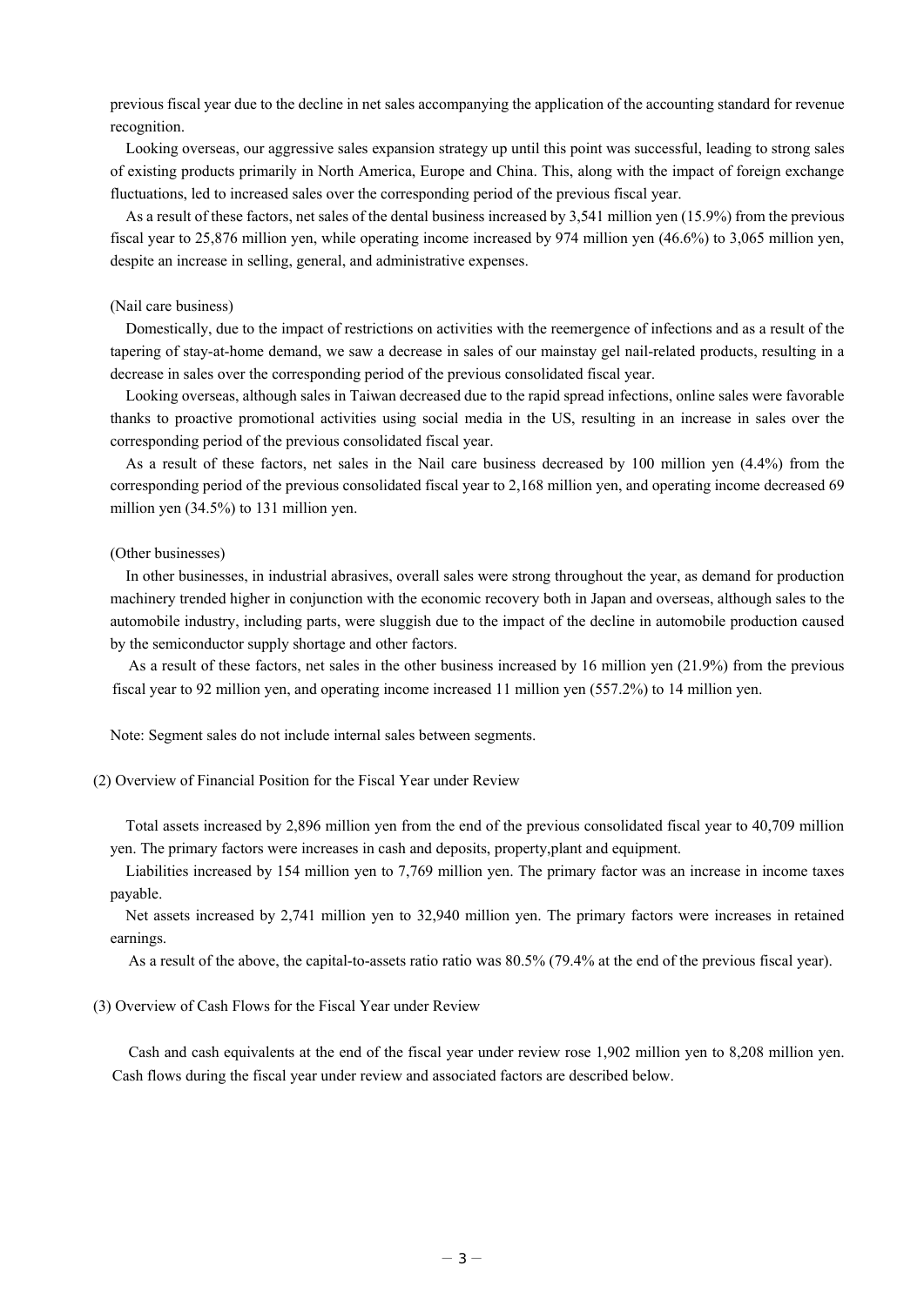previous fiscal year due to the decline in net sales accompanying the application of the accounting standard for revenue recognition.

Looking overseas, our aggressive sales expansion strategy up until this point was successful, leading to strong sales of existing products primarily in North America, Europe and China. This, along with the impact of foreign exchange fluctuations, led to increased sales over the corresponding period of the previous fiscal year.

As a result of these factors, net sales of the dental business increased by 3,541 million yen (15.9%) from the previous fiscal year to 25,876 million yen, while operating income increased by 974 million yen (46.6%) to 3,065 million yen, despite an increase in selling, general, and administrative expenses.

(Nail care business)

Domestically, due to the impact of restrictions on activities with the reemergence of infections and as a result of the tapering of stay-at-home demand, we saw a decrease in sales of our mainstay gel nail-related products, resulting in a decrease in sales over the corresponding period of the previous consolidated fiscal year.

Looking overseas, although sales in Taiwan decreased due to the rapid spread infections, online sales were favorable thanks to proactive promotional activities using social media in the US, resulting in an increase in sales over the corresponding period of the previous consolidated fiscal year.

As a result of these factors, net sales in the Nail care business decreased by 100 million yen (4.4%) from the corresponding period of the previous consolidated fiscal year to 2,168 million yen, and operating income decreased 69 million yen (34.5%) to 131 million yen.

(Other businesses)

In other businesses, in industrial abrasives, overall sales were strong throughout the year, as demand for production machinery trended higher in conjunction with the economic recovery both in Japan and overseas, although sales to the automobile industry, including parts, were sluggish due to the impact of the decline in automobile production caused by the semiconductor supply shortage and other factors.

As a result of these factors, net sales in the other business increased by 16 million yen (21.9%) from the previous fiscal year to 92 million yen, and operating income increased 11 million yen (557.2%) to 14 million yen.

Note: Segment sales do not include internal sales between segments.

(2) Overview of Financial Position for the Fiscal Year under Review

Total assets increased by 2,896 million yen from the end of the previous consolidated fiscal year to 40,709 million yen. The primary factors were increases in cash and deposits, property,plant and equipment.

Liabilities increased by 154 million yen to 7,769 million yen. The primary factor was an increase in income taxes payable.

Net assets increased by 2,741 million yen to 32,940 million yen. The primary factors were increases in retained earnings.

As a result of the above, the capital-to-assets ratio ratio was 80.5% (79.4% at the end of the previous fiscal year).

(3) Overview of Cash Flows for the Fiscal Year under Review

Cash and cash equivalents at the end of the fiscal year under review rose 1,902 million yen to 8,208 million yen. Cash flows during the fiscal year under review and associated factors are described below.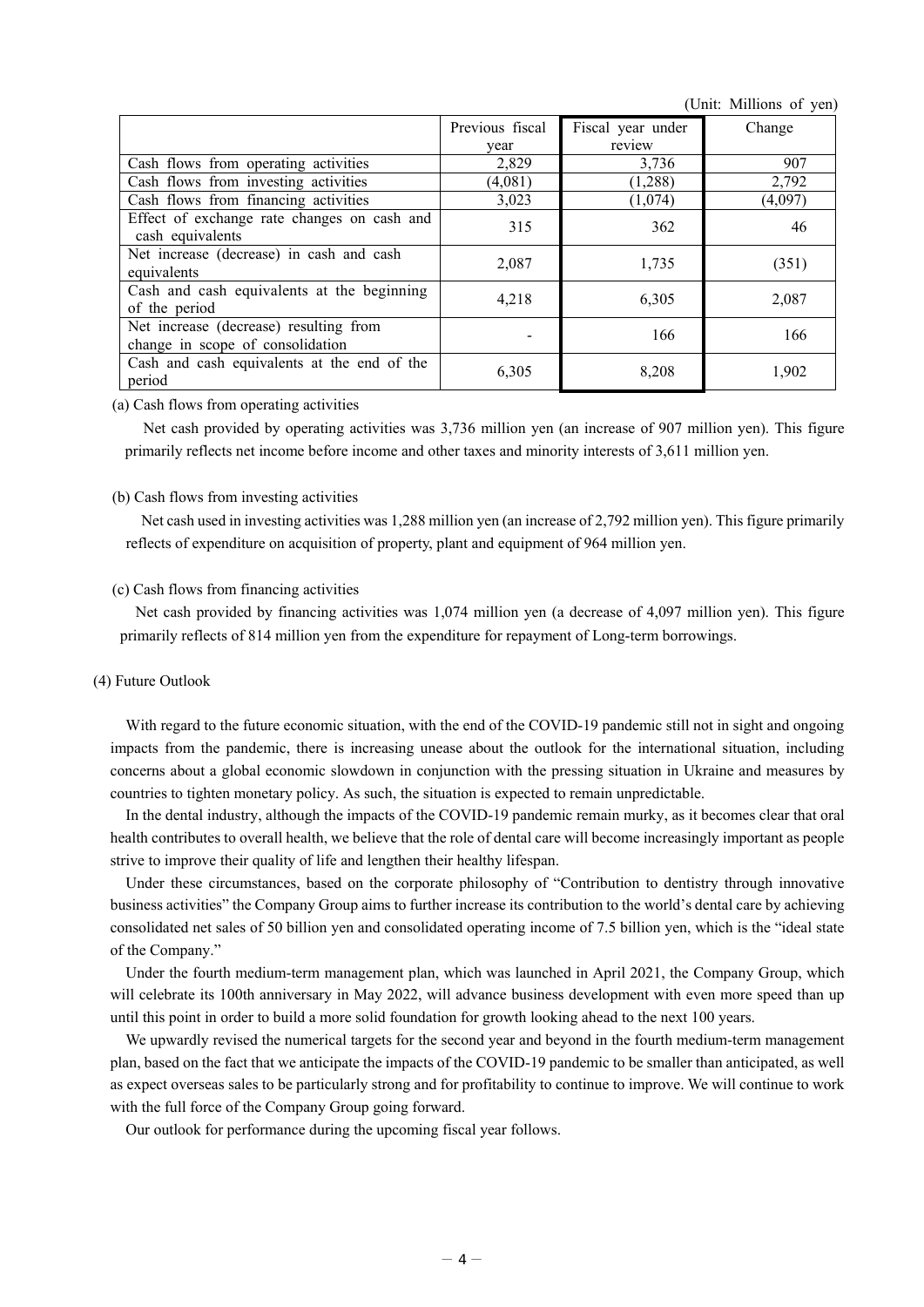(Unit: Millions of yen)

| | Previous fiscal year | Fiscal year under review | Change |
|---|---|---|---|
| Cash flows from operating activities | 2,829 | 3,736 | 907 |
| Cash flows from investing activities | (4,081) | (1,288) | 2,792 |
| Cash flows from financing activities | 3,023 | (1,074) | (4,097) |
| Effect of exchange rate changes on cash and cash equivalents | 315 | 362 | 46 |
| Net increase (decrease) in cash and cash equivalents | 2,087 | 1,735 | (351) |
| Cash and cash equivalents at the beginning of the period | 4,218 | 6,305 | 2,087 |
| Net increase (decrease) resulting from change in scope of consolidation | - | 166 | 166 |
| Cash and cash equivalents at the end of the period | 6,305 | 8,208 | 1,902 |

(a) Cash flows from operating activities

Net cash provided by operating activities was 3,736 million yen (an increase of 907 million yen). This figure primarily reflects net income before income and other taxes and minority interests of 3,611 million yen.

(b) Cash flows from investing activities

Net cash used in investing activities was 1,288 million yen (an increase of 2,792 million yen). This figure primarily reflects of expenditure on acquisition of property, plant and equipment of 964 million yen.

(c) Cash flows from financing activities

Net cash provided by financing activities was 1,074 million yen (a decrease of 4,097 million yen). This figure primarily reflects of 814 million yen from the expenditure for repayment of Long-term borrowings.

(4) Future Outlook

With regard to the future economic situation, with the end of the COVID-19 pandemic still not in sight and ongoing impacts from the pandemic, there is increasing unease about the outlook for the international situation, including concerns about a global economic slowdown in conjunction with the pressing situation in Ukraine and measures by countries to tighten monetary policy. As such, the situation is expected to remain unpredictable.

In the dental industry, although the impacts of the COVID-19 pandemic remain murky, as it becomes clear that oral health contributes to overall health, we believe that the role of dental care will become increasingly important as people strive to improve their quality of life and lengthen their healthy lifespan.

Under these circumstances, based on the corporate philosophy of "Contribution to dentistry through innovative business activities" the Company Group aims to further increase its contribution to the world's dental care by achieving consolidated net sales of 50 billion yen and consolidated operating income of 7.5 billion yen, which is the "ideal state of the Company."

Under the fourth medium-term management plan, which was launched in April 2021, the Company Group, which will celebrate its 100th anniversary in May 2022, will advance business development with even more speed than up until this point in order to build a more solid foundation for growth looking ahead to the next 100 years.

We upwardly revised the numerical targets for the second year and beyond in the fourth medium-term management plan, based on the fact that we anticipate the impacts of the COVID-19 pandemic to be smaller than anticipated, as well as expect overseas sales to be particularly strong and for profitability to continue to improve. We will continue to work with the full force of the Company Group going forward.

Our outlook for performance during the upcoming fiscal year follows.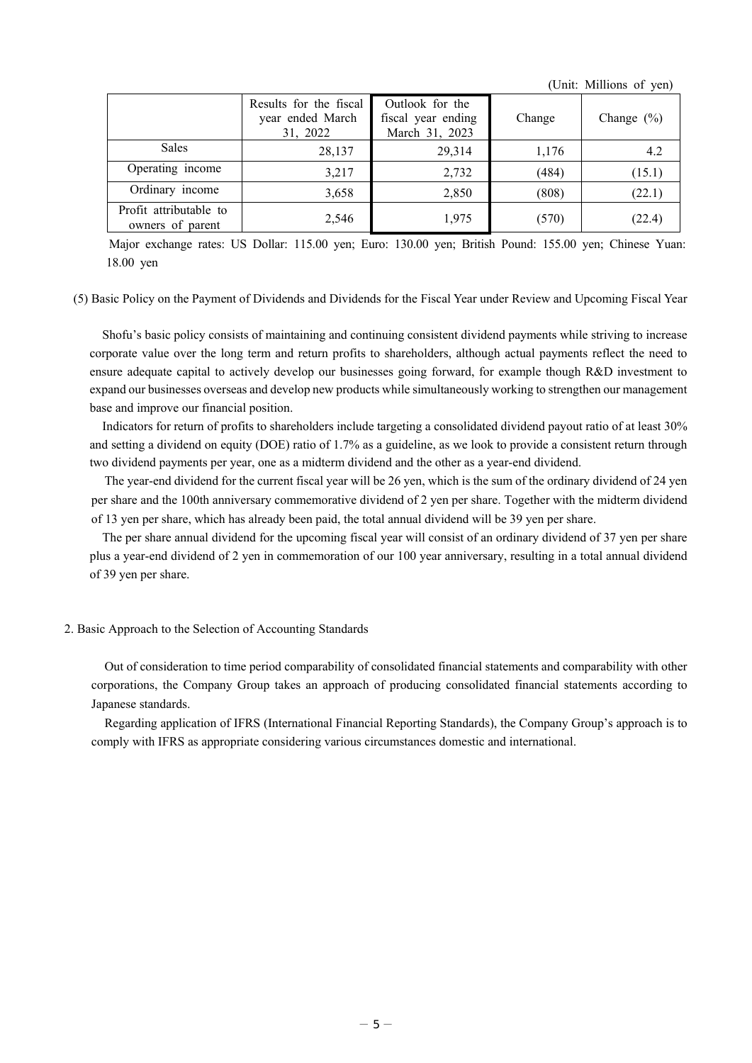(Unit: Millions of yen)

| | Results for the fiscal year ended March 31, 2022 | Outlook for the fiscal year ending March 31, 2023 | Change | Change (%) |
|---|---|---|---|---|
| Sales | 28,137 | 29,314 | 1,176 | 4.2 |
| Operating income | 3,217 | 2,732 | (484) | (15.1) |
| Ordinary income | 3,658 | 2,850 | (808) | (22.1) |
| Profit attributable to owners of parent | 2,546 | 1,975 | (570) | (22.4) |

Major exchange rates: US Dollar: 115.00 yen; Euro: 130.00 yen; British Pound: 155.00 yen; Chinese Yuan: 18.00 yen

(5) Basic Policy on the Payment of Dividends and Dividends for the Fiscal Year under Review and Upcoming Fiscal Year

Shofu's basic policy consists of maintaining and continuing consistent dividend payments while striving to increase corporate value over the long term and return profits to shareholders, although actual payments reflect the need to ensure adequate capital to actively develop our businesses going forward, for example though R&D investment to expand our businesses overseas and develop new products while simultaneously working to strengthen our management base and improve our financial position.

Indicators for return of profits to shareholders include targeting a consolidated dividend payout ratio of at least 30% and setting a dividend on equity (DOE) ratio of 1.7% as a guideline, as we look to provide a consistent return through two dividend payments per year, one as a midterm dividend and the other as a year-end dividend.

The year-end dividend for the current fiscal year will be 26 yen, which is the sum of the ordinary dividend of 24 yen per share and the 100th anniversary commemorative dividend of 2 yen per share. Together with the midterm dividend of 13 yen per share, which has already been paid, the total annual dividend will be 39 yen per share.

The per share annual dividend for the upcoming fiscal year will consist of an ordinary dividend of 37 yen per share plus a year-end dividend of 2 yen in commemoration of our 100 year anniversary, resulting in a total annual dividend of 39 yen per share.

## 2. Basic Approach to the Selection of Accounting Standards

Out of consideration to time period comparability of consolidated financial statements and comparability with other corporations, the Company Group takes an approach of producing consolidated financial statements according to Japanese standards.

Regarding application of IFRS (International Financial Reporting Standards), the Company Group's approach is to comply with IFRS as appropriate considering various circumstances domestic and international.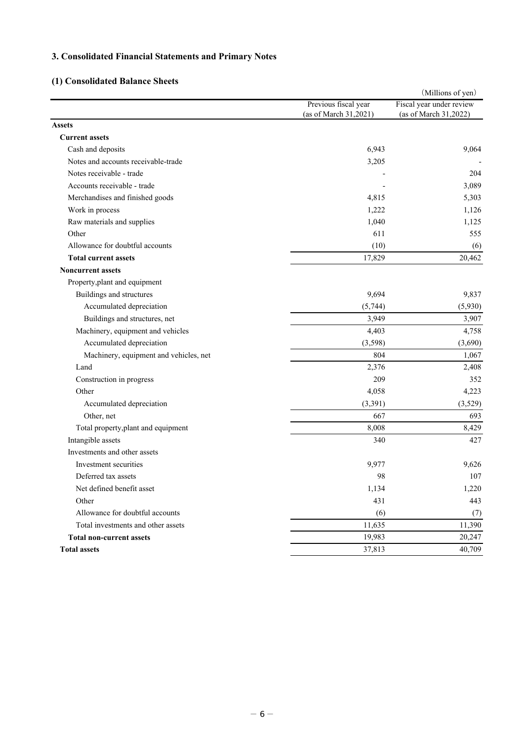## 3. Consolidated Financial Statements and Primary Notes

### (1) Consolidated Balance Sheets

(Millions of yen)

| | Previous fiscal year (as of March 31,2021) | Fiscal year under review (as of March 31,2022) |
|---|---|---|
| **Assets** | | |
| **Current assets** | | |
| Cash and deposits | 6,943 | 9,064 |
| Notes and accounts receivable-trade | 3,205 | - |
| Notes receivable - trade | - | 204 |
| Accounts receivable - trade | - | 3,089 |
| Merchandises and finished goods | 4,815 | 5,303 |
| Work in process | 1,222 | 1,126 |
| Raw materials and supplies | 1,040 | 1,125 |
| Other | 611 | 555 |
| Allowance for doubtful accounts | (10) | (6) |
| **Total current assets** | 17,829 | 20,462 |
| **Noncurrent assets** | | |
| Property,plant and equipment | | |
| Buildings and structures | 9,694 | 9,837 |
| Accumulated depreciation | (5,744) | (5,930) |
| Buildings and structures, net | 3,949 | 3,907 |
| Machinery, equipment and vehicles | 4,403 | 4,758 |
| Accumulated depreciation | (3,598) | (3,690) |
| Machinery, equipment and vehicles, net | 804 | 1,067 |
| Land | 2,376 | 2,408 |
| Construction in progress | 209 | 352 |
| Other | 4,058 | 4,223 |
| Accumulated depreciation | (3,391) | (3,529) |
| Other, net | 667 | 693 |
| Total property,plant and equipment | 8,008 | 8,429 |
| Intangible assets | 340 | 427 |
| Investments and other assets | | |
| Investment securities | 9,977 | 9,626 |
| Deferred tax assets | 98 | 107 |
| Net defined benefit asset | 1,134 | 1,220 |
| Other | 431 | 443 |
| Allowance for doubtful accounts | (6) | (7) |
| Total investments and other assets | 11,635 | 11,390 |
| **Total non-current assets** | 19,983 | 20,247 |
| **Total assets** | 37,813 | 40,709 |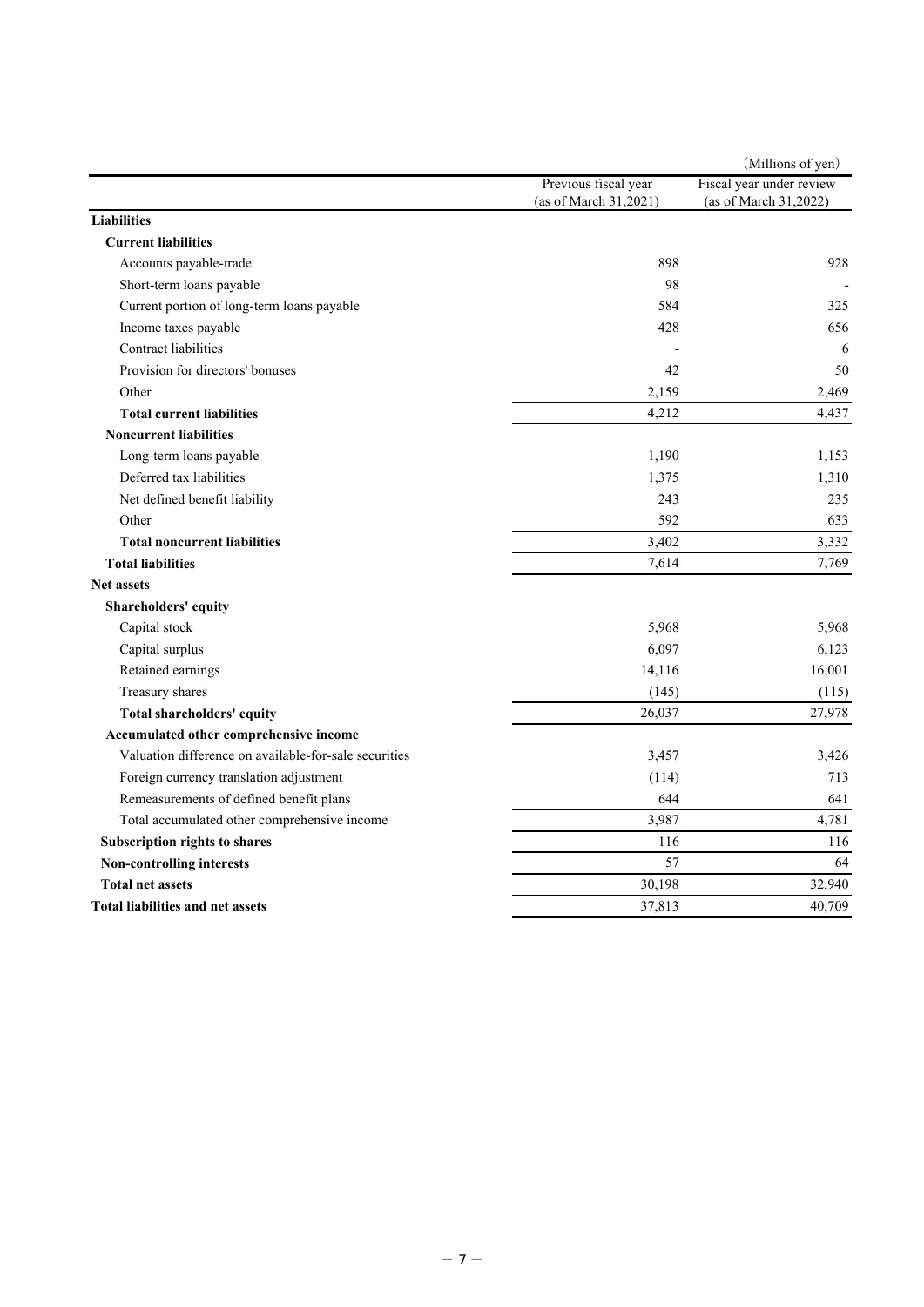(Millions of yen)

| | Previous fiscal year (as of March 31,2021) | Fiscal year under review (as of March 31,2022) |
|---|---|---|
| **Liabilities** | | |
| **Current liabilities** | | |
| Accounts payable-trade | 898 | 928 |
| Short-term loans payable | 98 | - |
| Current portion of long-term loans payable | 584 | 325 |
| Income taxes payable | 428 | 656 |
| Contract liabilities | - | 6 |
| Provision for directors' bonuses | 42 | 50 |
| Other | 2,159 | 2,469 |
| **Total current liabilities** | 4,212 | 4,437 |
| **Noncurrent liabilities** | | |
| Long-term loans payable | 1,190 | 1,153 |
| Deferred tax liabilities | 1,375 | 1,310 |
| Net defined benefit liability | 243 | 235 |
| Other | 592 | 633 |
| **Total noncurrent liabilities** | 3,402 | 3,332 |
| **Total liabilities** | 7,614 | 7,769 |
| **Net assets** | | |
| **Shareholders' equity** | | |
| Capital stock | 5,968 | 5,968 |
| Capital surplus | 6,097 | 6,123 |
| Retained earnings | 14,116 | 16,001 |
| Treasury shares | (145) | (115) |
| **Total shareholders' equity** | 26,037 | 27,978 |
| **Accumulated other comprehensive income** | | |
| Valuation difference on available-for-sale securities | 3,457 | 3,426 |
| Foreign currency translation adjustment | (114) | 713 |
| Remeasurements of defined benefit plans | 644 | 641 |
| Total accumulated other comprehensive income | 3,987 | 4,781 |
| **Subscription rights to shares** | 116 | 116 |
| **Non-controlling interests** | 57 | 64 |
| **Total net assets** | 30,198 | 32,940 |
| **Total liabilities and net assets** | 37,813 | 40,709 |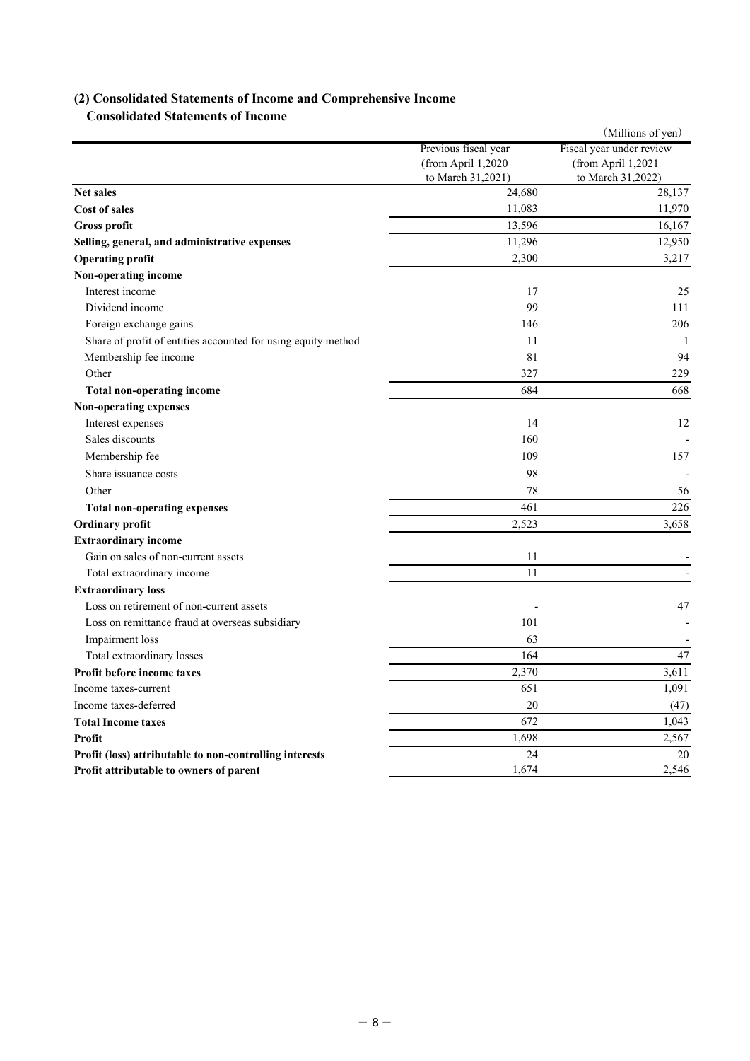## (2) Consolidated Statements of Income and Comprehensive Income

### Consolidated Statements of Income

(Millions of yen)

| | Previous fiscal year (from April 1,2020 to March 31,2021) | Fiscal year under review (from April 1,2021 to March 31,2022) |
|---|---|---|
| **Net sales** | 24,680 | 28,137 |
| **Cost of sales** | 11,083 | 11,970 |
| **Gross profit** | 13,596 | 16,167 |
| **Selling, general, and administrative expenses** | 11,296 | 12,950 |
| **Operating profit** | 2,300 | 3,217 |
| **Non-operating income** | | |
| Interest income | 17 | 25 |
| Dividend income | 99 | 111 |
| Foreign exchange gains | 146 | 206 |
| Share of profit of entities accounted for using equity method | 11 | 1 |
| Membership fee income | 81 | 94 |
| Other | 327 | 229 |
| **Total non-operating income** | 684 | 668 |
| **Non-operating expenses** | | |
| Interest expenses | 14 | 12 |
| Sales discounts | 160 | - |
| Membership fee | 109 | 157 |
| Share issuance costs | 98 | - |
| Other | 78 | 56 |
| **Total non-operating expenses** | 461 | 226 |
| **Ordinary profit** | 2,523 | 3,658 |
| **Extraordinary income** | | |
| Gain on sales of non-current assets | 11 | - |
| Total extraordinary income | 11 | - |
| **Extraordinary loss** | | |
| Loss on retirement of non-current assets | - | 47 |
| Loss on remittance fraud at overseas subsidiary | 101 | - |
| Impairment loss | 63 | - |
| Total extraordinary losses | 164 | 47 |
| **Profit before income taxes** | 2,370 | 3,611 |
| Income taxes-current | 651 | 1,091 |
| Income taxes-deferred | 20 | (47) |
| **Total Income taxes** | 672 | 1,043 |
| **Profit** | 1,698 | 2,567 |
| **Profit (loss) attributable to non-controlling interests** | 24 | 20 |
| **Profit attributable to owners of parent** | 1,674 | 2,546 |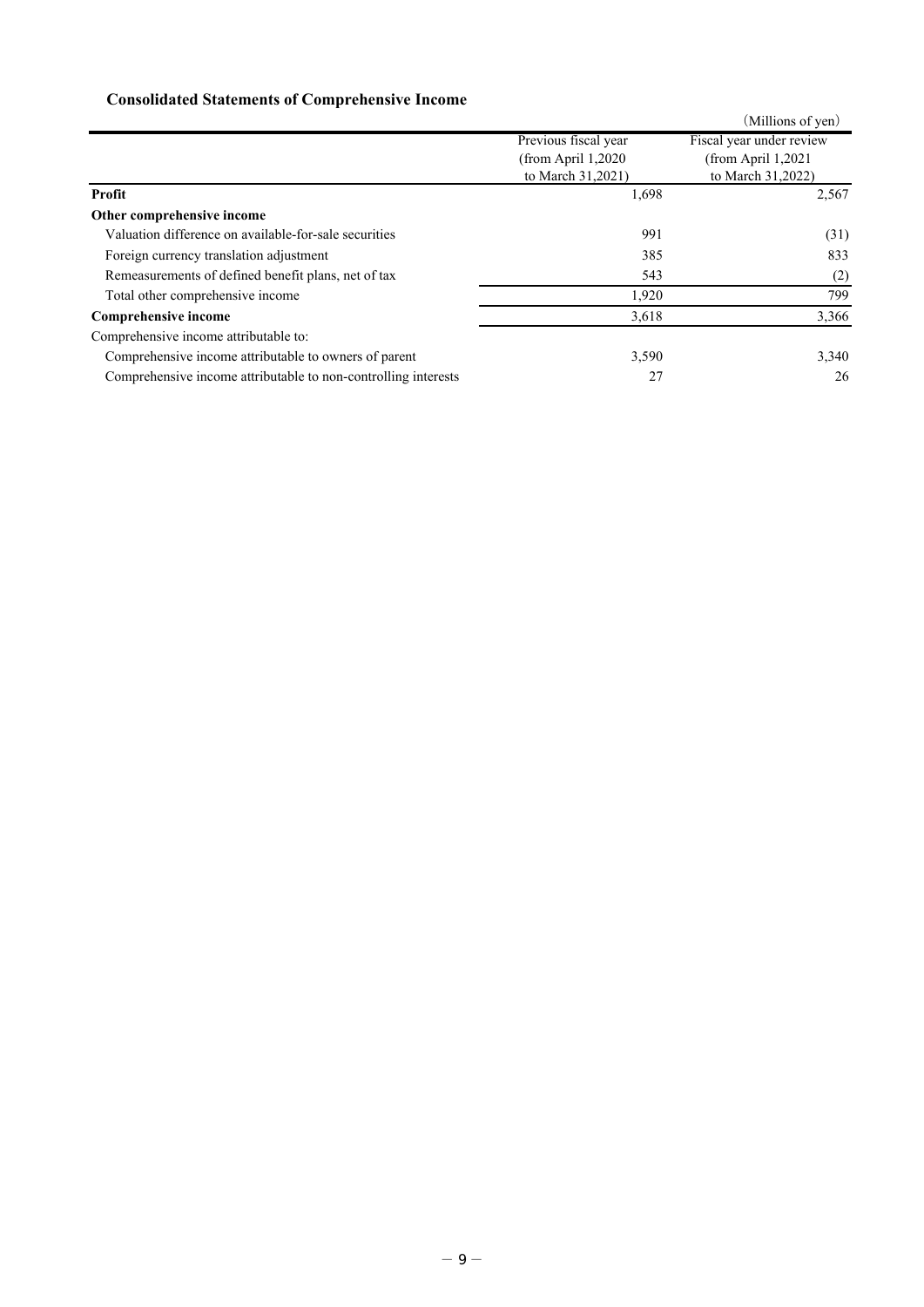## Consolidated Statements of Comprehensive Income

(Millions of yen)

| | Previous fiscal year (from April 1,2020 to March 31,2021) | Fiscal year under review (from April 1,2021 to March 31,2022) |
|---|---|---|
| **Profit** | 1,698 | 2,567 |
| **Other comprehensive income** | | |
| Valuation difference on available-for-sale securities | 991 | (31) |
| Foreign currency translation adjustment | 385 | 833 |
| Remeasurements of defined benefit plans, net of tax | 543 | (2) |
| Total other comprehensive income | 1,920 | 799 |
| **Comprehensive income** | 3,618 | 3,366 |
| Comprehensive income attributable to: | | |
| Comprehensive income attributable to owners of parent | 3,590 | 3,340 |
| Comprehensive income attributable to non-controlling interests | 27 | 26 |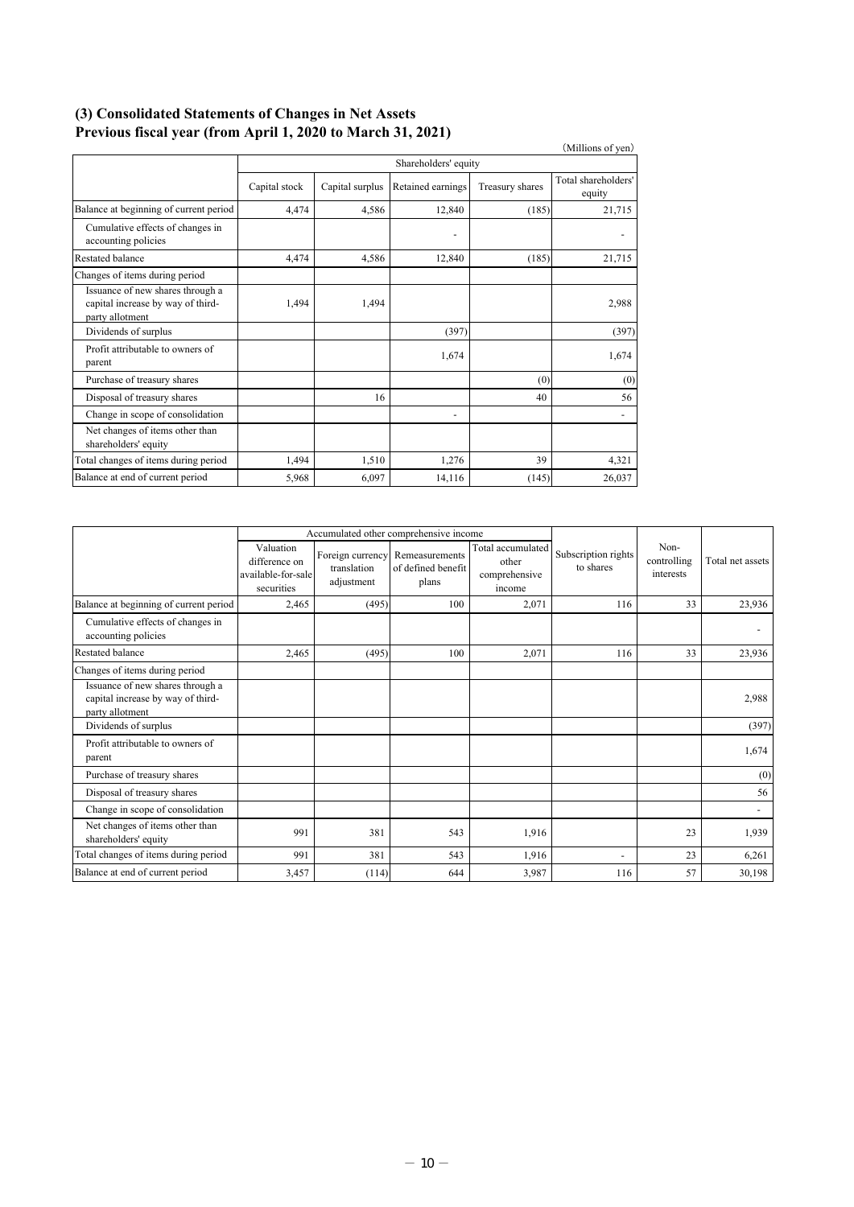### (3) Consolidated Statements of Changes in Net Assets
### Previous fiscal year (from April 1, 2020 to March 31, 2021)

(Millions of yen)

| | Shareholders' equity | | | | |
|---|---|---|---|---|---|
| | Capital stock | Capital surplus | Retained earnings | Treasury shares | Total shareholders' equity |
| Balance at beginning of current period | 4,474 | 4,586 | 12,840 | (185) | 21,715 |
| Cumulative effects of changes in accounting policies | | | - | | - |
| Restated balance | 4,474 | 4,586 | 12,840 | (185) | 21,715 |
| Changes of items during period | | | | | |
| Issuance of new shares through a capital increase by way of third-party allotment | 1,494 | 1,494 | | | 2,988 |
| Dividends of surplus | | | (397) | | (397) |
| Profit attributable to owners of parent | | | 1,674 | | 1,674 |
| Purchase of treasury shares | | | | (0) | (0) |
| Disposal of treasury shares | | 16 | | 40 | 56 |
| Change in scope of consolidation | | | - | | - |
| Net changes of items other than shareholders' equity | | | | | |
| Total changes of items during period | 1,494 | 1,510 | 1,276 | 39 | 4,321 |
| Balance at end of current period | 5,968 | 6,097 | 14,116 | (145) | 26,037 |

| | Accumulated other comprehensive income | | | | Subscription rights to shares | Non-controlling interests | Total net assets |
|---|---|---|---|---|---|---|---|
| | Valuation difference on available-for-sale securities | Foreign currency translation adjustment | Remeasurements of defined benefit plans | Total accumulated other comprehensive income | | | |
| Balance at beginning of current period | 2,465 | (495) | 100 | 2,071 | 116 | 33 | 23,936 |
| Cumulative effects of changes in accounting policies | | | | | | | - |
| Restated balance | 2,465 | (495) | 100 | 2,071 | 116 | 33 | 23,936 |
| Changes of items during period | | | | | | | |
| Issuance of new shares through a capital increase by way of third-party allotment | | | | | | | 2,988 |
| Dividends of surplus | | | | | | | (397) |
| Profit attributable to owners of parent | | | | | | | 1,674 |
| Purchase of treasury shares | | | | | | | (0) |
| Disposal of treasury shares | | | | | | | 56 |
| Change in scope of consolidation | | | | | | | - |
| Net changes of items other than shareholders' equity | 991 | 381 | 543 | 1,916 | | 23 | 1,939 |
| Total changes of items during period | 991 | 381 | 543 | 1,916 | - | 23 | 6,261 |
| Balance at end of current period | 3,457 | (114) | 644 | 3,987 | 116 | 57 | 30,198 |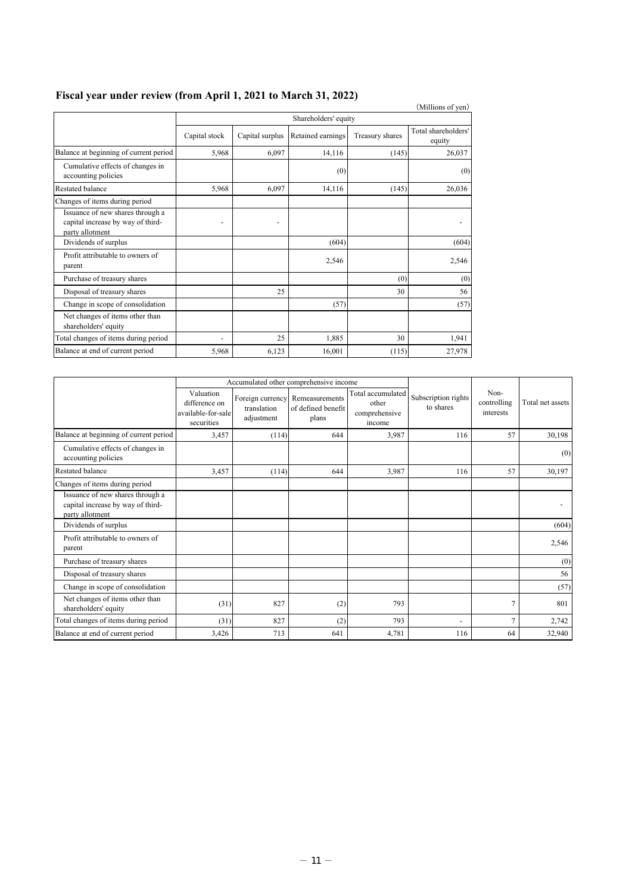## Fiscal year under review (from April 1, 2021 to March 31, 2022)

(Millions of yen)

| | Shareholders' equity | | | | |
|---|---|---|---|---|---|
| | Capital stock | Capital surplus | Retained earnings | Treasury shares | Total shareholders' equity |
| Balance at beginning of current period | 5,968 | 6,097 | 14,116 | (145) | 26,037 |
| Cumulative effects of changes in accounting policies | | | (0) | | (0) |
| Restated balance | 5,968 | 6,097 | 14,116 | (145) | 26,036 |
| Changes of items during period | | | | | |
| Issuance of new shares through a capital increase by way of third-party allotment | - | - | | | - |
| Dividends of surplus | | | (604) | | (604) |
| Profit attributable to owners of parent | | | 2,546 | | 2,546 |
| Purchase of treasury shares | | | | (0) | (0) |
| Disposal of treasury shares | | 25 | | 30 | 56 |
| Change in scope of consolidation | | | (57) | | (57) |
| Net changes of items other than shareholders' equity | | | | | |
| Total changes of items during period | - | 25 | 1,885 | 30 | 1,941 |
| Balance at end of current period | 5,968 | 6,123 | 16,001 | (115) | 27,978 |

| | Accumulated other comprehensive income | | | | Subscription rights to shares | Non-controlling interests | Total net assets |
|---|---|---|---|---|---|---|---|
| | Valuation difference on available-for-sale securities | Foreign currency translation adjustment | Remeasurements of defined benefit plans | Total accumulated other comprehensive income | | | |
| Balance at beginning of current period | 3,457 | (114) | 644 | 3,987 | 116 | 57 | 30,198 |
| Cumulative effects of changes in accounting policies | | | | | | | (0) |
| Restated balance | 3,457 | (114) | 644 | 3,987 | 116 | 57 | 30,197 |
| Changes of items during period | | | | | | | |
| Issuance of new shares through a capital increase by way of third-party allotment | | | | | | | - |
| Dividends of surplus | | | | | | | (604) |
| Profit attributable to owners of parent | | | | | | | 2,546 |
| Purchase of treasury shares | | | | | | | (0) |
| Disposal of treasury shares | | | | | | | 56 |
| Change in scope of consolidation | | | | | | | (57) |
| Net changes of items other than shareholders' equity | (31) | 827 | (2) | 793 | | 7 | 801 |
| Total changes of items during period | (31) | 827 | (2) | 793 | - | 7 | 2,742 |
| Balance at end of current period | 3,426 | 713 | 641 | 4,781 | 116 | 64 | 32,940 |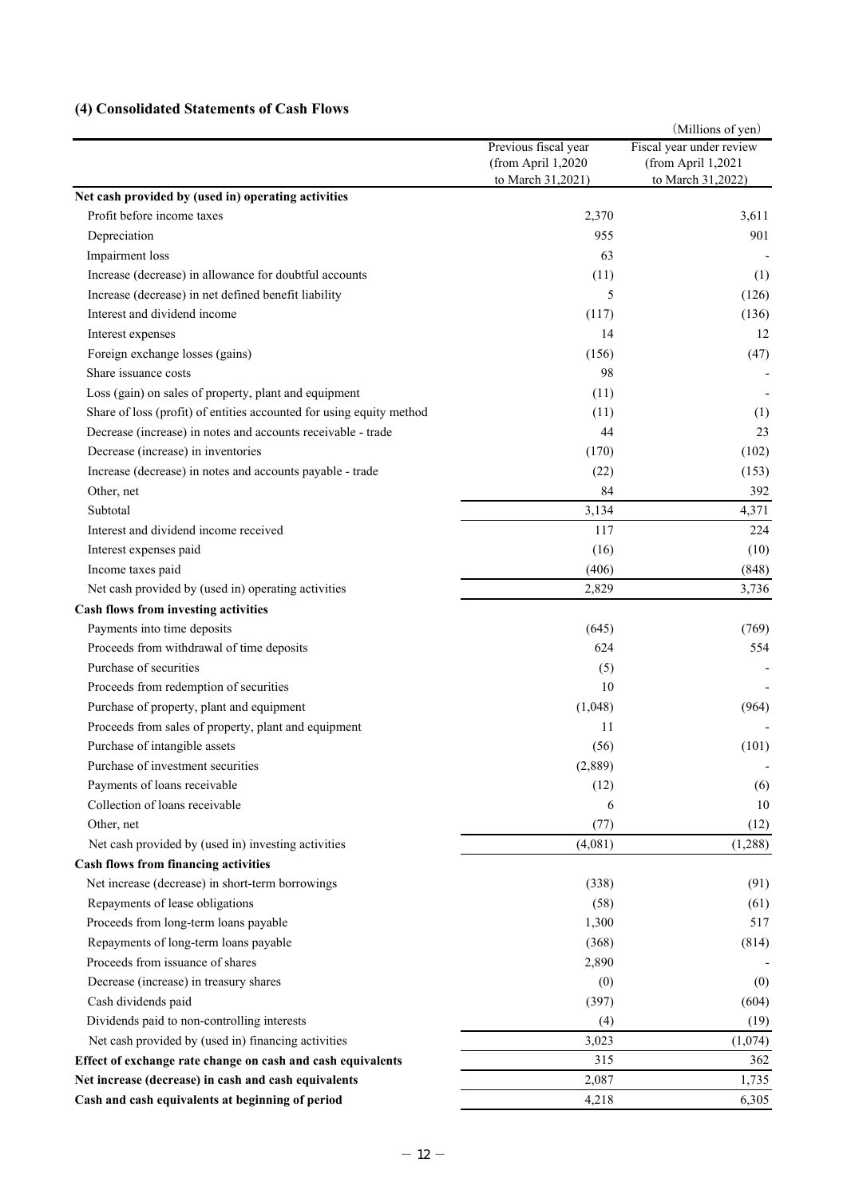### (4) Consolidated Statements of Cash Flows

(Millions of yen)

| | Previous fiscal year (from April 1,2020 to March 31,2021) | Fiscal year under review (from April 1,2021 to March 31,2022) |
|---|---|---|
| **Net cash provided by (used in) operating activities** | | |
| Profit before income taxes | 2,370 | 3,611 |
| Depreciation | 955 | 901 |
| Impairment loss | 63 | - |
| Increase (decrease) in allowance for doubtful accounts | (11) | (1) |
| Increase (decrease) in net defined benefit liability | 5 | (126) |
| Interest and dividend income | (117) | (136) |
| Interest expenses | 14 | 12 |
| Foreign exchange losses (gains) | (156) | (47) |
| Share issuance costs | 98 | - |
| Loss (gain) on sales of property, plant and equipment | (11) | - |
| Share of loss (profit) of entities accounted for using equity method | (11) | (1) |
| Decrease (increase) in notes and accounts receivable - trade | 44 | 23 |
| Decrease (increase) in inventories | (170) | (102) |
| Increase (decrease) in notes and accounts payable - trade | (22) | (153) |
| Other, net | 84 | 392 |
| Subtotal | 3,134 | 4,371 |
| Interest and dividend income received | 117 | 224 |
| Interest expenses paid | (16) | (10) |
| Income taxes paid | (406) | (848) |
| Net cash provided by (used in) operating activities | 2,829 | 3,736 |
| **Cash flows from investing activities** | | |
| Payments into time deposits | (645) | (769) |
| Proceeds from withdrawal of time deposits | 624 | 554 |
| Purchase of securities | (5) | - |
| Proceeds from redemption of securities | 10 | - |
| Purchase of property, plant and equipment | (1,048) | (964) |
| Proceeds from sales of property, plant and equipment | 11 | - |
| Purchase of intangible assets | (56) | (101) |
| Purchase of investment securities | (2,889) | - |
| Payments of loans receivable | (12) | (6) |
| Collection of loans receivable | 6 | 10 |
| Other, net | (77) | (12) |
| Net cash provided by (used in) investing activities | (4,081) | (1,288) |
| **Cash flows from financing activities** | | |
| Net increase (decrease) in short-term borrowings | (338) | (91) |
| Repayments of lease obligations | (58) | (61) |
| Proceeds from long-term loans payable | 1,300 | 517 |
| Repayments of long-term loans payable | (368) | (814) |
| Proceeds from issuance of shares | 2,890 | - |
| Decrease (increase) in treasury shares | (0) | (0) |
| Cash dividends paid | (397) | (604) |
| Dividends paid to non-controlling interests | (4) | (19) |
| Net cash provided by (used in) financing activities | 3,023 | (1,074) |
| **Effect of exchange rate change on cash and cash equivalents** | 315 | 362 |
| **Net increase (decrease) in cash and cash equivalents** | 2,087 | 1,735 |
| **Cash and cash equivalents at beginning of period** | 4,218 | 6,305 |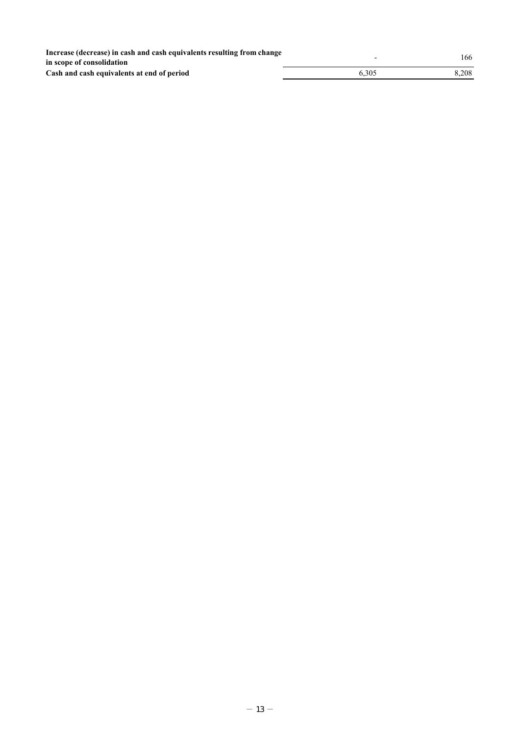| | | |
|---|---|---|
| **Increase (decrease) in cash and cash equivalents resulting from change in scope of consolidation** | - | 166 |
| **Cash and cash equivalents at end of period** | 6,305 | 8,208 |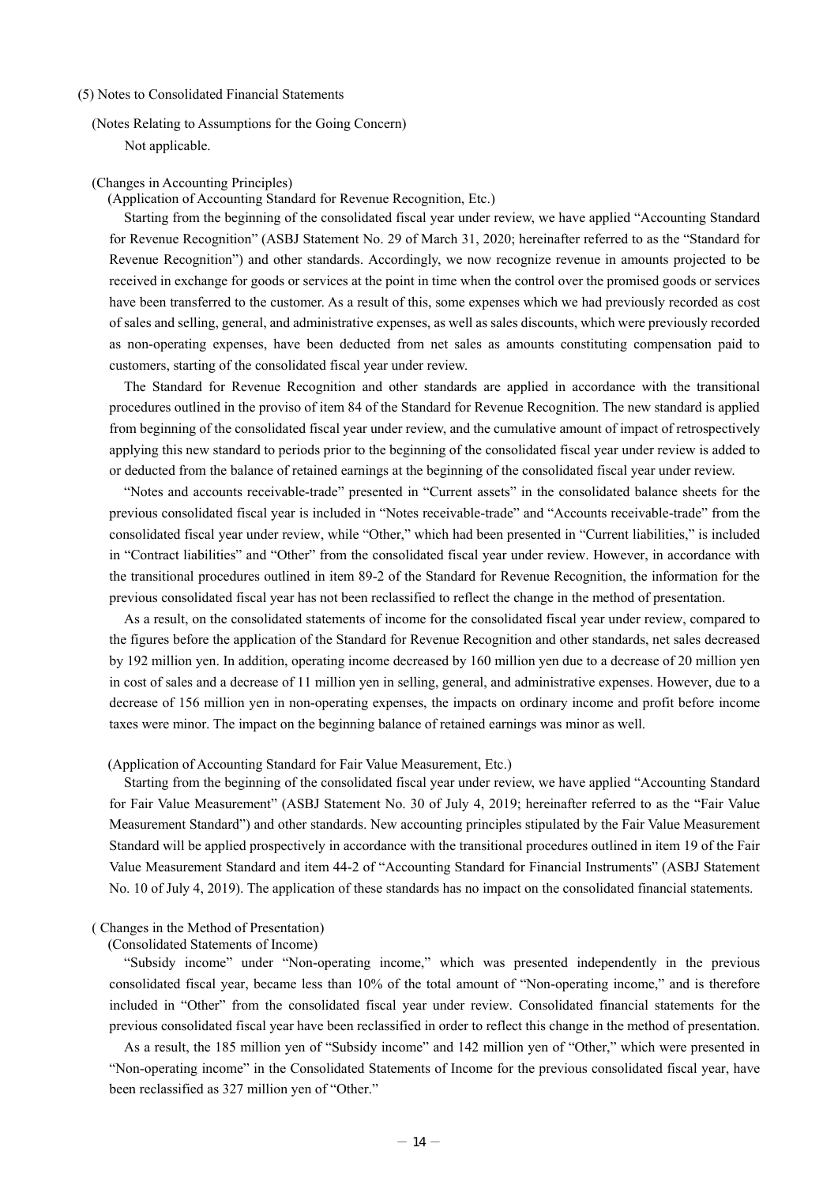## (5) Notes to Consolidated Financial Statements

### (Notes Relating to Assumptions for the Going Concern)

Not applicable.

### (Changes in Accounting Principles)

#### (Application of Accounting Standard for Revenue Recognition, Etc.)

Starting from the beginning of the consolidated fiscal year under review, we have applied "Accounting Standard for Revenue Recognition" (ASBJ Statement No. 29 of March 31, 2020; hereinafter referred to as the "Standard for Revenue Recognition") and other standards. Accordingly, we now recognize revenue in amounts projected to be received in exchange for goods or services at the point in time when the control over the promised goods or services have been transferred to the customer. As a result of this, some expenses which we had previously recorded as cost of sales and selling, general, and administrative expenses, as well as sales discounts, which were previously recorded as non-operating expenses, have been deducted from net sales as amounts constituting compensation paid to customers, starting of the consolidated fiscal year under review.

The Standard for Revenue Recognition and other standards are applied in accordance with the transitional procedures outlined in the proviso of item 84 of the Standard for Revenue Recognition. The new standard is applied from beginning of the consolidated fiscal year under review, and the cumulative amount of impact of retrospectively applying this new standard to periods prior to the beginning of the consolidated fiscal year under review is added to or deducted from the balance of retained earnings at the beginning of the consolidated fiscal year under review.

"Notes and accounts receivable-trade" presented in "Current assets" in the consolidated balance sheets for the previous consolidated fiscal year is included in "Notes receivable-trade" and "Accounts receivable-trade" from the consolidated fiscal year under review, while "Other," which had been presented in "Current liabilities," is included in "Contract liabilities" and "Other" from the consolidated fiscal year under review. However, in accordance with the transitional procedures outlined in item 89-2 of the Standard for Revenue Recognition, the information for the previous consolidated fiscal year has not been reclassified to reflect the change in the method of presentation.

As a result, on the consolidated statements of income for the consolidated fiscal year under review, compared to the figures before the application of the Standard for Revenue Recognition and other standards, net sales decreased by 192 million yen. In addition, operating income decreased by 160 million yen due to a decrease of 20 million yen in cost of sales and a decrease of 11 million yen in selling, general, and administrative expenses. However, due to a decrease of 156 million yen in non-operating expenses, the impacts on ordinary income and profit before income taxes were minor. The impact on the beginning balance of retained earnings was minor as well.

#### (Application of Accounting Standard for Fair Value Measurement, Etc.)

Starting from the beginning of the consolidated fiscal year under review, we have applied "Accounting Standard for Fair Value Measurement" (ASBJ Statement No. 30 of July 4, 2019; hereinafter referred to as the "Fair Value Measurement Standard") and other standards. New accounting principles stipulated by the Fair Value Measurement Standard will be applied prospectively in accordance with the transitional procedures outlined in item 19 of the Fair Value Measurement Standard and item 44-2 of "Accounting Standard for Financial Instruments" (ASBJ Statement No. 10 of July 4, 2019). The application of these standards has no impact on the consolidated financial statements.

### ( Changes in the Method of Presentation)

#### (Consolidated Statements of Income)

"Subsidy income" under "Non-operating income," which was presented independently in the previous consolidated fiscal year, became less than 10% of the total amount of "Non-operating income," and is therefore included in "Other" from the consolidated fiscal year under review. Consolidated financial statements for the previous consolidated fiscal year have been reclassified in order to reflect this change in the method of presentation.

As a result, the 185 million yen of "Subsidy income" and 142 million yen of "Other," which were presented in "Non-operating income" in the Consolidated Statements of Income for the previous consolidated fiscal year, have been reclassified as 327 million yen of "Other."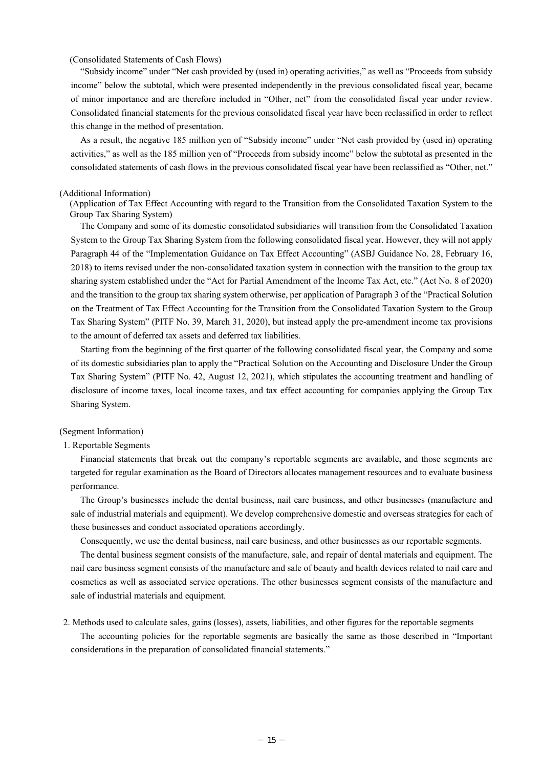(Consolidated Statements of Cash Flows)

"Subsidy income" under "Net cash provided by (used in) operating activities," as well as "Proceeds from subsidy income" below the subtotal, which were presented independently in the previous consolidated fiscal year, became of minor importance and are therefore included in "Other, net" from the consolidated fiscal year under review. Consolidated financial statements for the previous consolidated fiscal year have been reclassified in order to reflect this change in the method of presentation.

As a result, the negative 185 million yen of "Subsidy income" under "Net cash provided by (used in) operating activities," as well as the 185 million yen of "Proceeds from subsidy income" below the subtotal as presented in the consolidated statements of cash flows in the previous consolidated fiscal year have been reclassified as "Other, net."

(Additional Information)

(Application of Tax Effect Accounting with regard to the Transition from the Consolidated Taxation System to the Group Tax Sharing System)

The Company and some of its domestic consolidated subsidiaries will transition from the Consolidated Taxation System to the Group Tax Sharing System from the following consolidated fiscal year. However, they will not apply Paragraph 44 of the "Implementation Guidance on Tax Effect Accounting" (ASBJ Guidance No. 28, February 16, 2018) to items revised under the non-consolidated taxation system in connection with the transition to the group tax sharing system established under the "Act for Partial Amendment of the Income Tax Act, etc." (Act No. 8 of 2020) and the transition to the group tax sharing system otherwise, per application of Paragraph 3 of the "Practical Solution on the Treatment of Tax Effect Accounting for the Transition from the Consolidated Taxation System to the Group Tax Sharing System" (PITF No. 39, March 31, 2020), but instead apply the pre-amendment income tax provisions to the amount of deferred tax assets and deferred tax liabilities.

Starting from the beginning of the first quarter of the following consolidated fiscal year, the Company and some of its domestic subsidiaries plan to apply the "Practical Solution on the Accounting and Disclosure Under the Group Tax Sharing System" (PITF No. 42, August 12, 2021), which stipulates the accounting treatment and handling of disclosure of income taxes, local income taxes, and tax effect accounting for companies applying the Group Tax Sharing System.

(Segment Information)

1. Reportable Segments

Financial statements that break out the company's reportable segments are available, and those segments are targeted for regular examination as the Board of Directors allocates management resources and to evaluate business performance.

The Group's businesses include the dental business, nail care business, and other businesses (manufacture and sale of industrial materials and equipment). We develop comprehensive domestic and overseas strategies for each of these businesses and conduct associated operations accordingly.

Consequently, we use the dental business, nail care business, and other businesses as our reportable segments.

The dental business segment consists of the manufacture, sale, and repair of dental materials and equipment. The nail care business segment consists of the manufacture and sale of beauty and health devices related to nail care and cosmetics as well as associated service operations. The other businesses segment consists of the manufacture and sale of industrial materials and equipment.

2. Methods used to calculate sales, gains (losses), assets, liabilities, and other figures for the reportable segments

The accounting policies for the reportable segments are basically the same as those described in "Important considerations in the preparation of consolidated financial statements."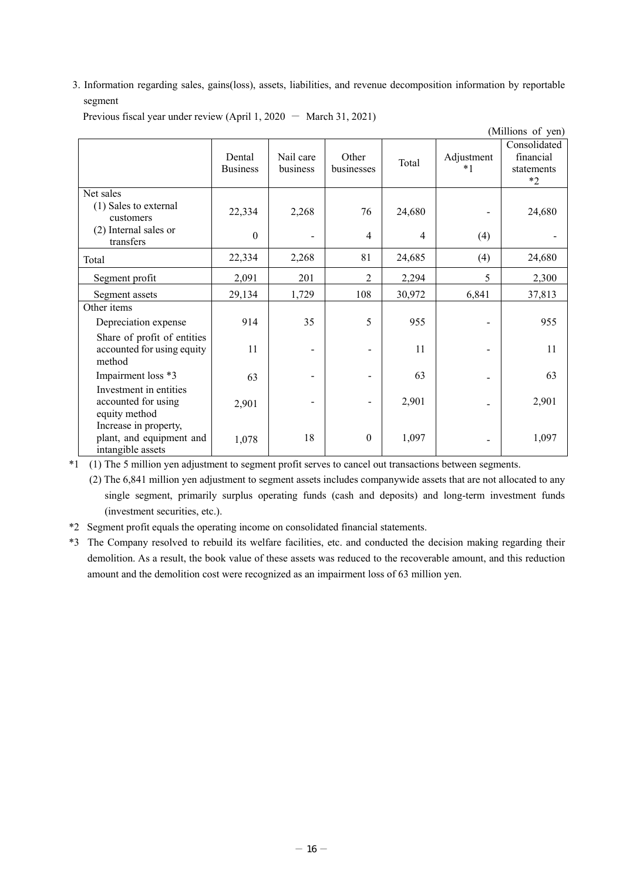3. Information regarding sales, gains(loss), assets, liabilities, and revenue decomposition information by reportable segment

Previous fiscal year under review (April 1, 2020 － March 31, 2021)

(Millions of yen)

| | Dental Business | Nail care business | Other businesses | Total | Adjustment *1 | Consolidated financial statements *2 |
|---|---|---|---|---|---|---|
| Net sales | | | | | | |
| (1) Sales to external customers | 22,334 | 2,268 | 76 | 24,680 | - | 24,680 |
| (2) Internal sales or transfers | 0 | - | 4 | 4 | (4) | - |
| Total | 22,334 | 2,268 | 81 | 24,685 | (4) | 24,680 |
| Segment profit | 2,091 | 201 | 2 | 2,294 | 5 | 2,300 |
| Segment assets | 29,134 | 1,729 | 108 | 30,972 | 6,841 | 37,813 |
| Other items | | | | | | |
| Depreciation expense | 914 | 35 | 5 | 955 | - | 955 |
| Share of profit of entities accounted for using equity method | 11 | - | - | 11 | - | 11 |
| Impairment loss *3 | 63 | - | - | 63 | - | 63 |
| Investment in entities accounted for using equity method | 2,901 | - | - | 2,901 | - | 2,901 |
| Increase in property, plant, and equipment and intangible assets | 1,078 | 18 | 0 | 1,097 | - | 1,097 |

*1 (1) The 5 million yen adjustment to segment profit serves to cancel out transactions between segments.

(2) The 6,841 million yen adjustment to segment assets includes companywide assets that are not allocated to any single segment, primarily surplus operating funds (cash and deposits) and long-term investment funds (investment securities, etc.).

*2 Segment profit equals the operating income on consolidated financial statements.

*3 The Company resolved to rebuild its welfare facilities, etc. and conducted the decision making regarding their demolition. As a result, the book value of these assets was reduced to the recoverable amount, and this reduction amount and the demolition cost were recognized as an impairment loss of 63 million yen.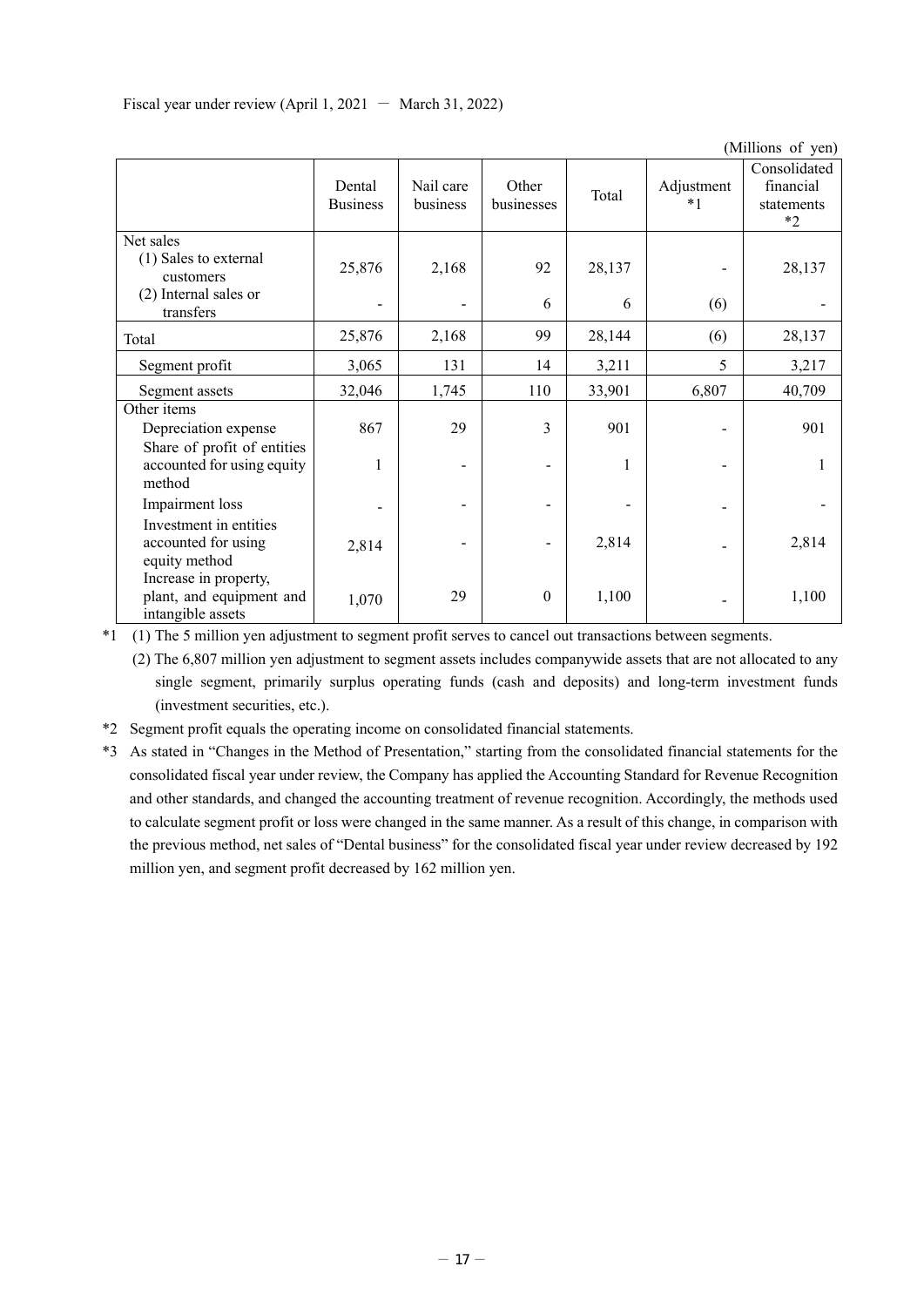Fiscal year under review (April 1, 2021 － March 31, 2022)

(Millions of yen)

| | Dental Business | Nail care business | Other businesses | Total | Adjustment *1 | Consolidated financial statements *2 |
|---|---|---|---|---|---|---|
| Net sales | | | | | | |
| (1) Sales to external customers | 25,876 | 2,168 | 92 | 28,137 | - | 28,137 |
| (2) Internal sales or transfers | - | - | 6 | 6 | (6) | - |
| Total | 25,876 | 2,168 | 99 | 28,144 | (6) | 28,137 |
| Segment profit | 3,065 | 131 | 14 | 3,211 | 5 | 3,217 |
| Segment assets | 32,046 | 1,745 | 110 | 33,901 | 6,807 | 40,709 |
| Other items | | | | | | |
| Depreciation expense | 867 | 29 | 3 | 901 | - | 901 |
| Share of profit of entities accounted for using equity method | 1 | - | - | 1 | - | 1 |
| Impairment loss | - | - | - | - | - | - |
| Investment in entities accounted for using equity method | 2,814 | - | - | 2,814 | - | 2,814 |
| Increase in property, plant, and equipment and intangible assets | 1,070 | 29 | 0 | 1,100 | - | 1,100 |

*1 (1) The 5 million yen adjustment to segment profit serves to cancel out transactions between segments.

(2) The 6,807 million yen adjustment to segment assets includes companywide assets that are not allocated to any single segment, primarily surplus operating funds (cash and deposits) and long-term investment funds (investment securities, etc.).

*2 Segment profit equals the operating income on consolidated financial statements.

*3 As stated in "Changes in the Method of Presentation," starting from the consolidated financial statements for the consolidated fiscal year under review, the Company has applied the Accounting Standard for Revenue Recognition and other standards, and changed the accounting treatment of revenue recognition. Accordingly, the methods used to calculate segment profit or loss were changed in the same manner. As a result of this change, in comparison with the previous method, net sales of "Dental business" for the consolidated fiscal year under review decreased by 192 million yen, and segment profit decreased by 162 million yen.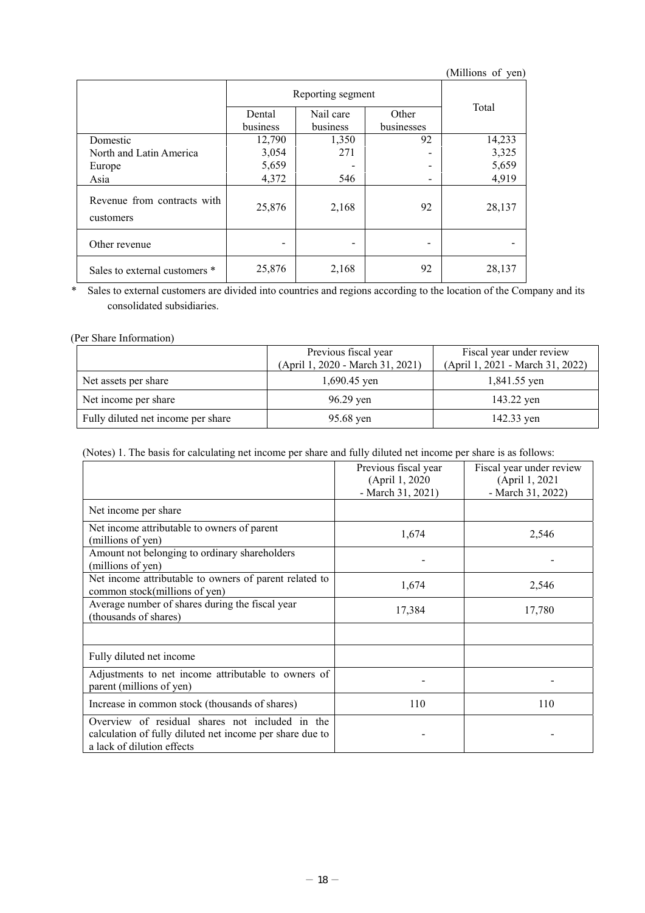(Millions of yen)

| | Reporting segment | | | Total |
|---|---|---|---|---|
| | Dental business | Nail care business | Other businesses | |
| Domestic | 12,790 | 1,350 | 92 | 14,233 |
| North and Latin America | 3,054 | 271 | - | 3,325 |
| Europe | 5,659 | - | - | 5,659 |
| Asia | 4,372 | 546 | - | 4,919 |
| Revenue from contracts with customers | 25,876 | 2,168 | 92 | 28,137 |
| Other revenue | - | - | - | - |
| Sales to external customers * | 25,876 | 2,168 | 92 | 28,137 |

\* Sales to external customers are divided into countries and regions according to the location of the Company and its consolidated subsidiaries.

(Per Share Information)

| | Previous fiscal year (April 1, 2020 - March 31, 2021) | Fiscal year under review (April 1, 2021 - March 31, 2022) |
|---|---|---|
| Net assets per share | 1,690.45 yen | 1,841.55 yen |
| Net income per share | 96.29 yen | 143.22 yen |
| Fully diluted net income per share | 95.68 yen | 142.33 yen |

(Notes) 1. The basis for calculating net income per share and fully diluted net income per share is as follows:

| | Previous fiscal year (April 1, 2020 - March 31, 2021) | Fiscal year under review (April 1, 2021 - March 31, 2022) |
|---|---|---|
| Net income per share | | |
| Net income attributable to owners of parent (millions of yen) | 1,674 | 2,546 |
| Amount not belonging to ordinary shareholders (millions of yen) | - | - |
| Net income attributable to owners of parent related to common stock(millions of yen) | 1,674 | 2,546 |
| Average number of shares during the fiscal year (thousands of shares) | 17,384 | 17,780 |
| | | |
| Fully diluted net income | | |
| Adjustments to net income attributable to owners of parent (millions of yen) | - | - |
| Increase in common stock (thousands of shares) | 110 | 110 |
| Overview of residual shares not included in the calculation of fully diluted net income per share due to a lack of dilution effects | - | - |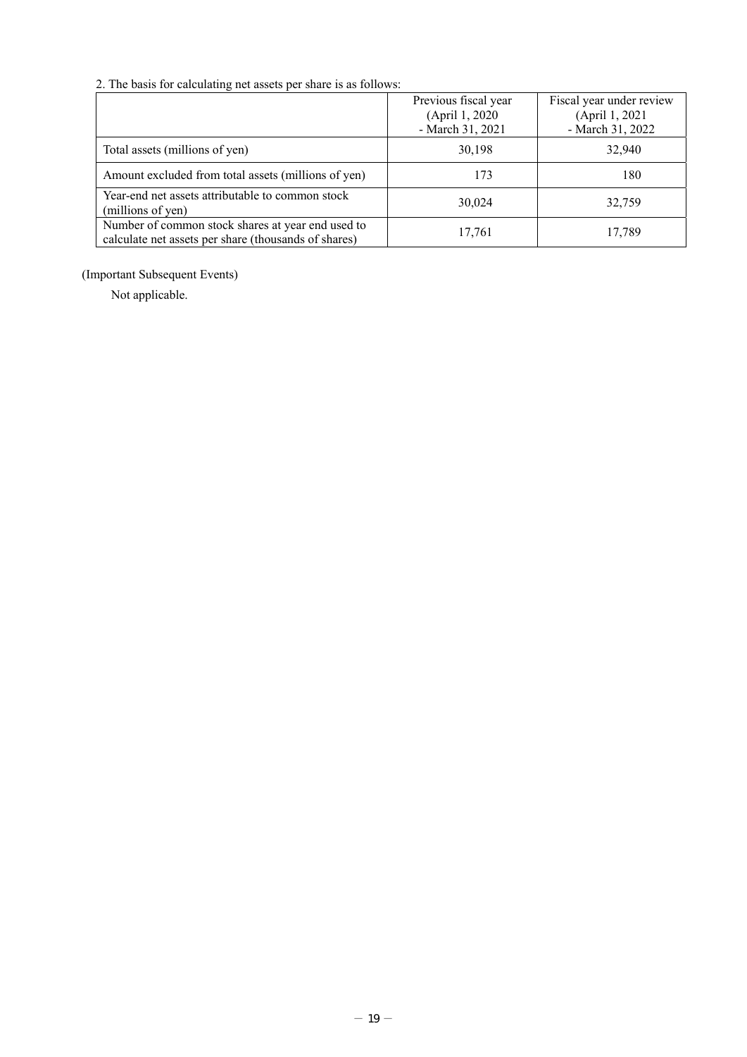2. The basis for calculating net assets per share is as follows:

| | Previous fiscal year (April 1, 2020 - March 31, 2021 | Fiscal year under review (April 1, 2021 - March 31, 2022 |
|---|---|---|
| Total assets (millions of yen) | 30,198 | 32,940 |
| Amount excluded from total assets (millions of yen) | 173 | 180 |
| Year-end net assets attributable to common stock (millions of yen) | 30,024 | 32,759 |
| Number of common stock shares at year end used to calculate net assets per share (thousands of shares) | 17,761 | 17,789 |

(Important Subsequent Events)

Not applicable.